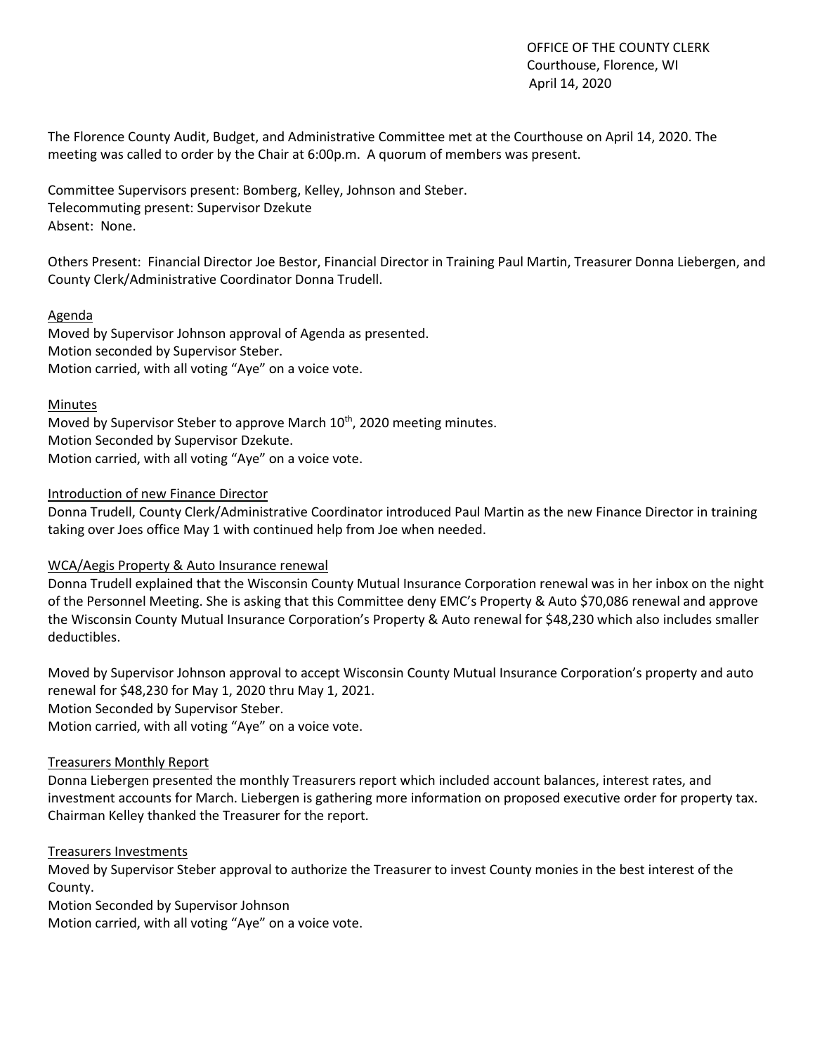OFFICE OF THE COUNTY CLERK
Courthouse, Florence, WI
April 14, 2020

The Florence County Audit, Budget, and Administrative Committee met at the Courthouse on April 14, 2020. The meeting was called to order by the Chair at 6:00p.m. A quorum of members was present.

Committee Supervisors present: Bomberg, Kelley, Johnson and Steber.
Telecommuting present: Supervisor Dzekute
Absent: None.

Others Present: Financial Director Joe Bestor, Financial Director in Training Paul Martin, Treasurer Donna Liebergen, and County Clerk/Administrative Coordinator Donna Trudell.

Agenda

Moved by Supervisor Johnson approval of Agenda as presented.
Motion seconded by Supervisor Steber.
Motion carried, with all voting "Aye" on a voice vote.

Minutes

Moved by Supervisor Steber to approve March 10th, 2020 meeting minutes.
Motion Seconded by Supervisor Dzekute.
Motion carried, with all voting "Aye" on a voice vote.

Introduction of new Finance Director

Donna Trudell, County Clerk/Administrative Coordinator introduced Paul Martin as the new Finance Director in training taking over Joes office May 1 with continued help from Joe when needed.

WCA/Aegis Property & Auto Insurance renewal

Donna Trudell explained that the Wisconsin County Mutual Insurance Corporation renewal was in her inbox on the night of the Personnel Meeting. She is asking that this Committee deny EMC's Property & Auto $70,086 renewal and approve the Wisconsin County Mutual Insurance Corporation's Property & Auto renewal for $48,230 which also includes smaller deductibles.

Moved by Supervisor Johnson approval to accept Wisconsin County Mutual Insurance Corporation's property and auto renewal for $48,230 for May 1, 2020 thru May 1, 2021.
Motion Seconded by Supervisor Steber.
Motion carried, with all voting "Aye" on a voice vote.

Treasurers Monthly Report

Donna Liebergen presented the monthly Treasurers report which included account balances, interest rates, and investment accounts for March. Liebergen is gathering more information on proposed executive order for property tax. Chairman Kelley thanked the Treasurer for the report.

Treasurers Investments

Moved by Supervisor Steber approval to authorize the Treasurer to invest County monies in the best interest of the County.
Motion Seconded by Supervisor Johnson
Motion carried, with all voting "Aye" on a voice vote.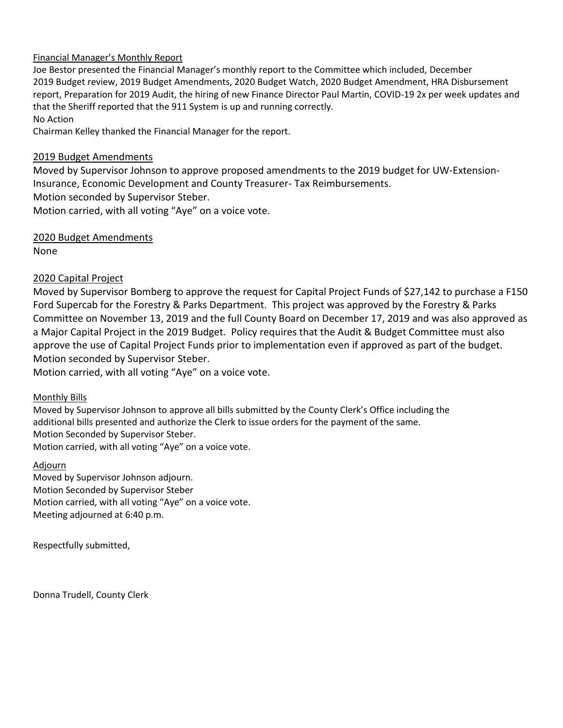## Financial Manager's Monthly Report

Joe Bestor presented the Financial Manager's monthly report to the Committee which included, December 2019 Budget review, 2019 Budget Amendments, 2020 Budget Watch, 2020 Budget Amendment, HRA Disbursement report, Preparation for 2019 Audit, the hiring of new Finance Director Paul Martin, COVID-19 2x per week updates and that the Sheriff reported that the 911 System is up and running correctly.

No Action

Chairman Kelley thanked the Financial Manager for the report.

## 2019 Budget Amendments

Moved by Supervisor Johnson to approve proposed amendments to the 2019 budget for UW-Extension-Insurance, Economic Development and County Treasurer- Tax Reimbursements.

Motion seconded by Supervisor Steber.

Motion carried, with all voting "Aye" on a voice vote.

## 2020 Budget Amendments

None

## 2020 Capital Project

Moved by Supervisor Bomberg to approve the request for Capital Project Funds of $27,142 to purchase a F150 Ford Supercab for the Forestry & Parks Department. This project was approved by the Forestry & Parks Committee on November 13, 2019 and the full County Board on December 17, 2019 and was also approved as a Major Capital Project in the 2019 Budget. Policy requires that the Audit & Budget Committee must also approve the use of Capital Project Funds prior to implementation even if approved as part of the budget.

Motion seconded by Supervisor Steber.

Motion carried, with all voting "Aye" on a voice vote.

## Monthly Bills

Moved by Supervisor Johnson to approve all bills submitted by the County Clerk's Office including the additional bills presented and authorize the Clerk to issue orders for the payment of the same.

Motion Seconded by Supervisor Steber.

Motion carried, with all voting "Aye" on a voice vote.

## Adjourn

Moved by Supervisor Johnson adjourn.

Motion Seconded by Supervisor Steber

Motion carried, with all voting "Aye" on a voice vote.

Meeting adjourned at 6:40 p.m.

Respectfully submitted,

Donna Trudell, County Clerk